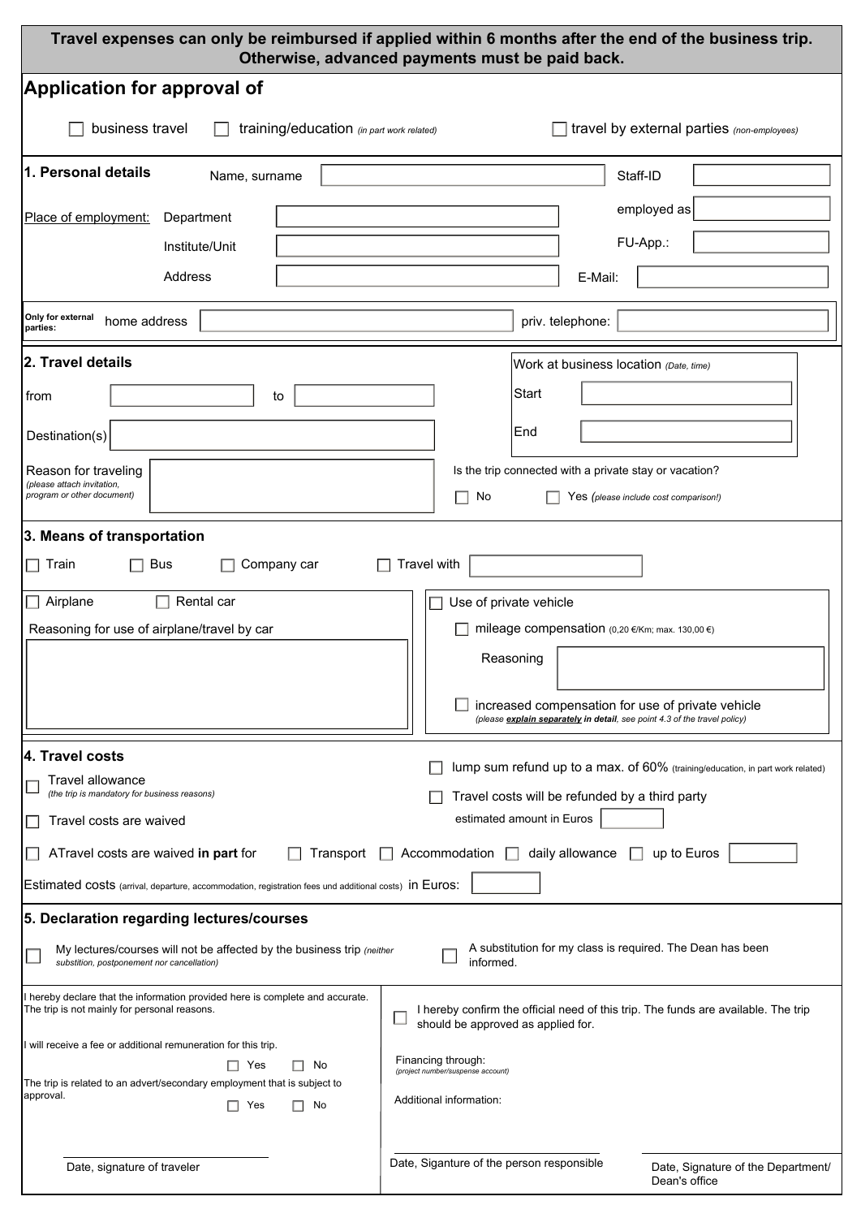**Travel expenses can only be reimbursed if applied within 6 months after the end of the business trip. Otherwise, advanced payments must be paid back.**

# Application for approval of

☐ business travel ☐ training/education *(in part work related)* ☐ travel by external parties *(non-employees)*

## 1. Personal details

Name, surname: ______ Staff-ID: ______

Place of employment:

- Department: ______ employed as: ______
- Institute/Unit: ______ FU-App.: ______
- Address: ______ E-Mail: ______

**Only for external parties:** home address: ______ priv. telephone: ______

## 2. Travel details

from ______ to ______

Destination(s): ______

Work at business location *(Date, time)*

- Start: ______
- End: ______

Reason for traveling *(please attach invitation, program or other document)*: ______

Is the trip connected with a private stay or vacation?

☐ No ☐ Yes *(please include cost comparison!)*

## 3. Means of transportation

☐ Train ☐ Bus ☐ Company car ☐ Travel with ______

☐ Airplane ☐ Rental car

Reasoning for use of airplane/travel by car: ______

☐ Use of private vehicle

- ☐ mileage compensation (0,20 €/Km; max. 130,00 €)
  - Reasoning: ______
- ☐ increased compensation for use of private vehicle *(please **explain separately in detail**, see point 4.3 of the travel policy)*

## 4. Travel costs

☐ Travel allowance *(the trip is mandatory for business reasons)*

☐ lump sum refund up to a max. of 60% *(training/education, in part work related)*

☐ Travel costs will be refunded by a third party

estimated amount in Euros ______

☐ Travel costs are waived

☐ ATravel costs are waived **in part** for ☐ Transport ☐ Accommodation ☐ daily allowance ☐ up to Euros ______

Estimated costs *(arrival, departure, accommodation, registration fees und additional costs)* in Euros: ______

## 5. Declaration regarding lectures/courses

☐ My lectures/courses will not be affected by the business trip *(neither substition, postponement nor cancellation)*

☐ A substitution for my class is required. The Dean has been informed.

I hereby declare that the information provided here is complete and accurate. The trip is not mainly for personal reasons.

I will receive a fee or additional remuneration for this trip.

☐ Yes ☐ No

The trip is related to an advert/secondary employment that is subject to approval.

☐ Yes ☐ No

☐ I hereby confirm the official need of this trip. The funds are available. The trip should be approved as applied for.

Financing through: *(project number/suspense account)*

Additional information:

______ Date, signature of traveler

______ Date, Siganture of the person responsible

______ Date, Signature of the Department/ Dean's office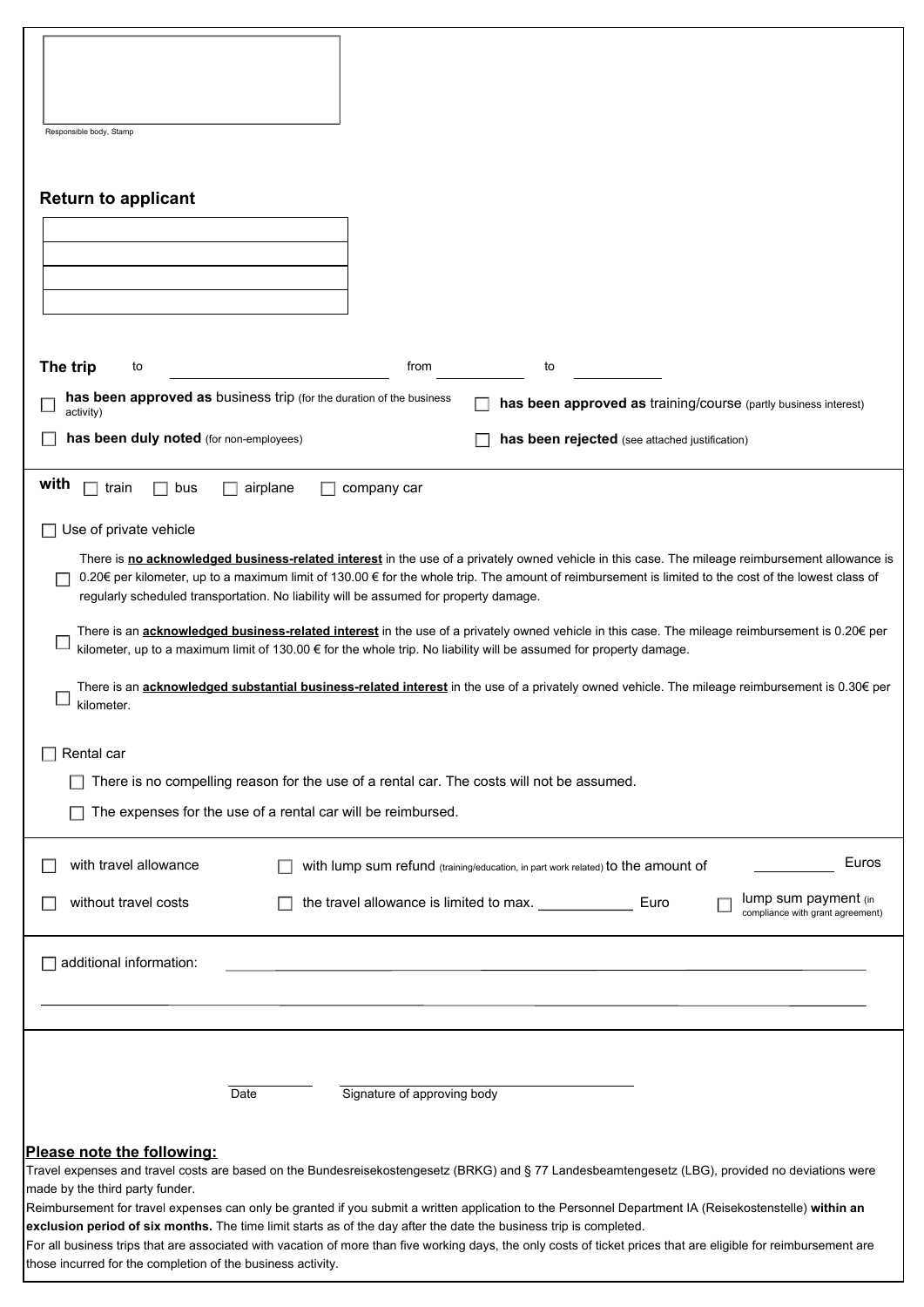Responsible body, Stamp

## Return to applicant

| |
|---|
| |
| |
| |
| |

**The trip** to \_\_\_\_\_\_\_\_\_\_\_\_\_\_\_\_\_\_\_\_ from \_\_\_\_\_\_\_\_ to \_\_\_\_\_\_\_\_

☐ **has been approved as** business trip (for the duration of the business activity)

☐ **has been approved as** training/course (partly business interest)

☐ **has been duly noted** (for non-employees)

☐ **has been rejected** (see attached justification)

**with** ☐ train ☐ bus ☐ airplane ☐ company car

☐ Use of private vehicle

☐ There is **no acknowledged business-related interest** in the use of a privately owned vehicle in this case. The mileage reimbursement allowance is 0.20€ per kilometer, up to a maximum limit of 130.00 € for the whole trip. The amount of reimbursement is limited to the cost of the lowest class of regularly scheduled transportation. No liability will be assumed for property damage.

☐ There is an **acknowledged business-related interest** in the use of a privately owned vehicle in this case. The mileage reimbursement is 0.20€ per kilometer, up to a maximum limit of 130.00 € for the whole trip. No liability will be assumed for property damage.

☐ There is an **acknowledged substantial business-related interest** in the use of a privately owned vehicle. The mileage reimbursement is 0.30€ per kilometer.

☐ Rental car

☐ There is no compelling reason for the use of a rental car. The costs will not be assumed.

☐ The expenses for the use of a rental car will be reimbursed.

☐ with travel allowance

☐ with lump sum refund (training/education, in part work related) to the amount of \_\_\_\_\_\_\_\_ Euros

☐ without travel costs

☐ the travel allowance is limited to max. \_\_\_\_\_\_\_\_ Euro

☐ lump sum payment (in compliance with grant agreement)

☐ additional information: \_\_\_\_\_\_\_\_\_\_\_\_\_\_\_\_\_\_\_\_\_\_\_\_\_\_\_\_\_\_\_\_\_\_\_\_\_\_\_\_

\_\_\_\_\_\_\_\_\_\_\_\_\_\_\_\_\_\_\_\_\_\_\_\_\_\_\_\_\_\_\_\_\_\_\_\_\_\_\_\_\_\_\_\_\_\_\_\_\_\_\_\_\_\_\_\_\_\_\_\_

Date \_\_\_\_\_\_\_\_ Signature of approving body \_\_\_\_\_\_\_\_\_\_\_\_\_\_\_\_\_\_\_\_

**Please note the following:**

Travel expenses and travel costs are based on the Bundesreisekostengesetz (BRKG) and § 77 Landesbeamtengesetz (LBG), provided no deviations were made by the third party funder.

Reimbursement for travel expenses can only be granted if you submit a written application to the Personnel Department IA (Reisekostenstelle) **within an exclusion period of six months.** The time limit starts as of the day after the date the business trip is completed.

For all business trips that are associated with vacation of more than five working days, the only costs of ticket prices that are eligible for reimbursement are those incurred for the completion of the business activity.